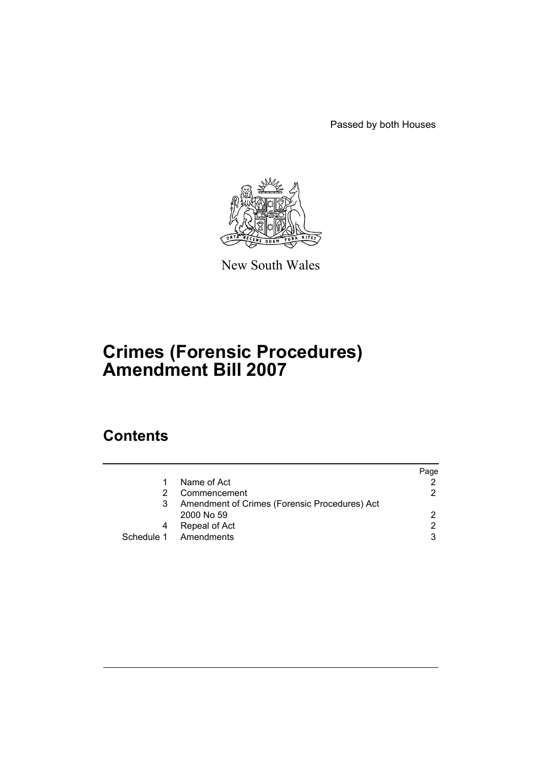Passed by both Houses

New South Wales

# Crimes (Forensic Procedures) Amendment Bill 2007

## Contents

| | | Page |
|---|---|---|
| 1 | Name of Act | 2 |
| 2 | Commencement | 2 |
| 3 | Amendment of Crimes (Forensic Procedures) Act 2000 No 59 | 2 |
| 4 | Repeal of Act | 2 |
| Schedule 1 | Amendments | 3 |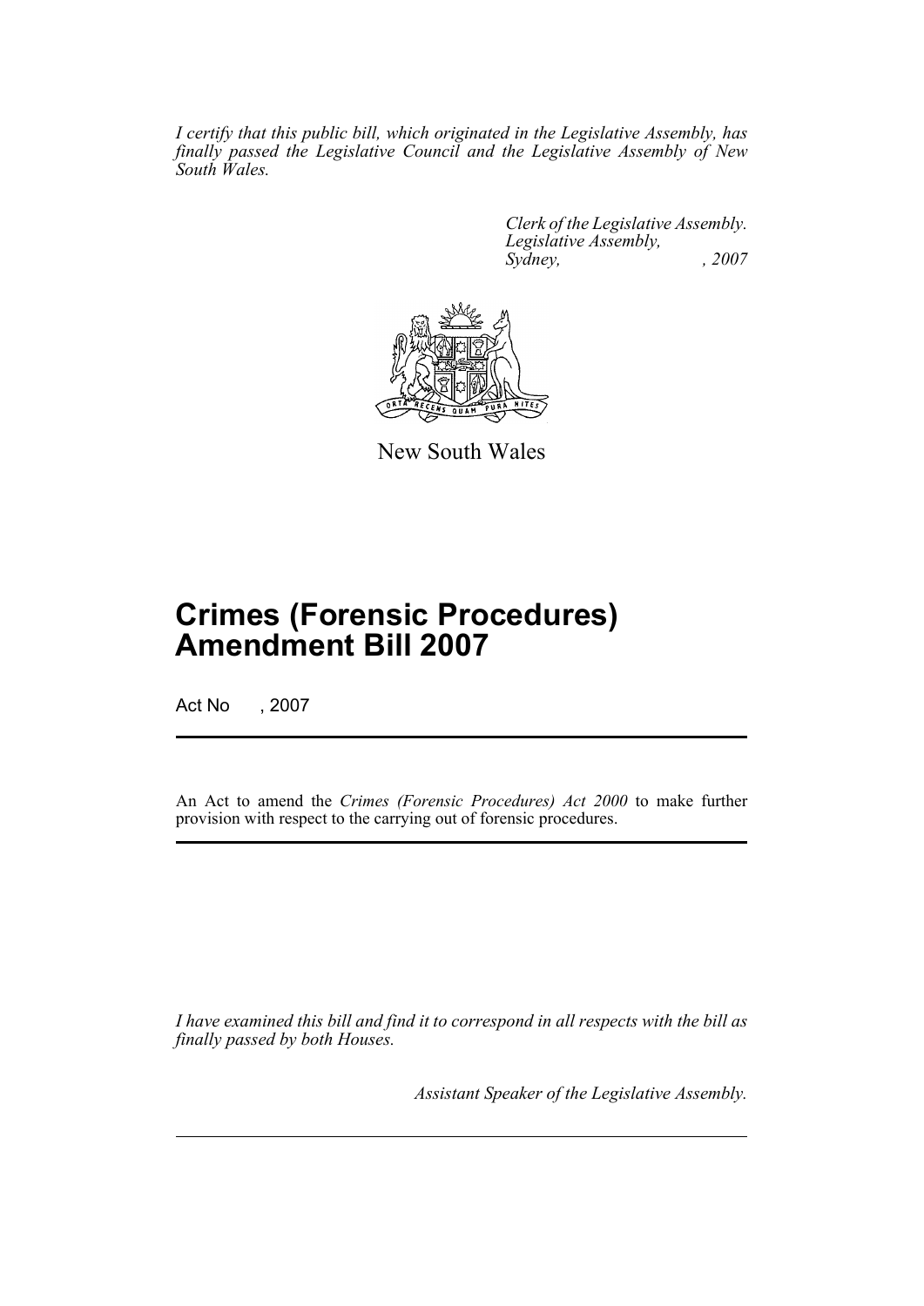*I certify that this public bill, which originated in the Legislative Assembly, has finally passed the Legislative Council and the Legislative Assembly of New South Wales.*

*Clerk of the Legislative Assembly.*
*Legislative Assembly,*
*Sydney, , 2007*

New South Wales

# Crimes (Forensic Procedures) Amendment Bill 2007

Act No , 2007

An Act to amend the *Crimes (Forensic Procedures) Act 2000* to make further provision with respect to the carrying out of forensic procedures.

*I have examined this bill and find it to correspond in all respects with the bill as finally passed by both Houses.*

*Assistant Speaker of the Legislative Assembly.*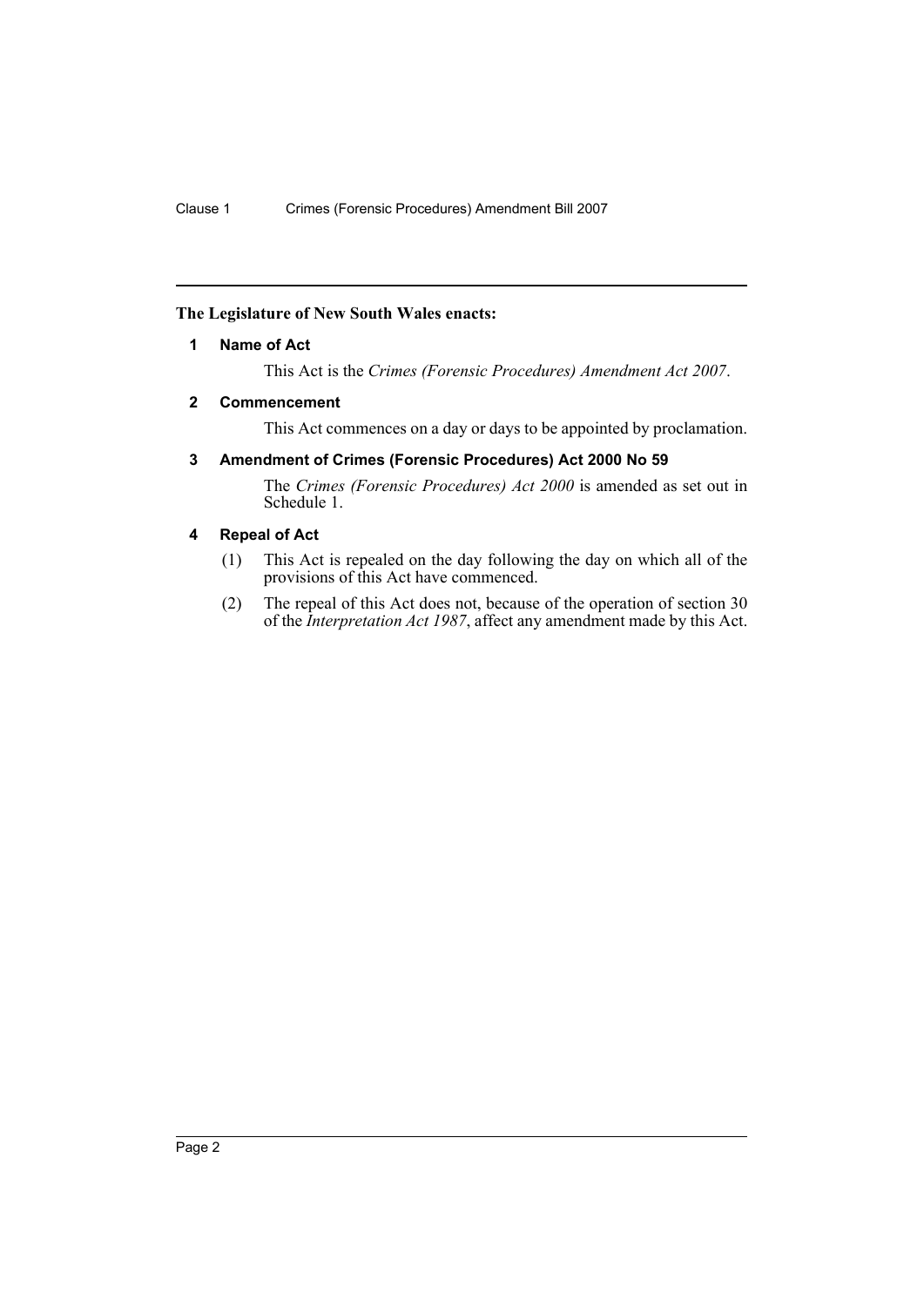**The Legislature of New South Wales enacts:**

### 1 Name of Act

This Act is the *Crimes (Forensic Procedures) Amendment Act 2007*.

### 2 Commencement

This Act commences on a day or days to be appointed by proclamation.

### 3 Amendment of Crimes (Forensic Procedures) Act 2000 No 59

The *Crimes (Forensic Procedures) Act 2000* is amended as set out in Schedule 1.

### 4 Repeal of Act

(1) This Act is repealed on the day following the day on which all of the provisions of this Act have commenced.

(2) The repeal of this Act does not, because of the operation of section 30 of the *Interpretation Act 1987*, affect any amendment made by this Act.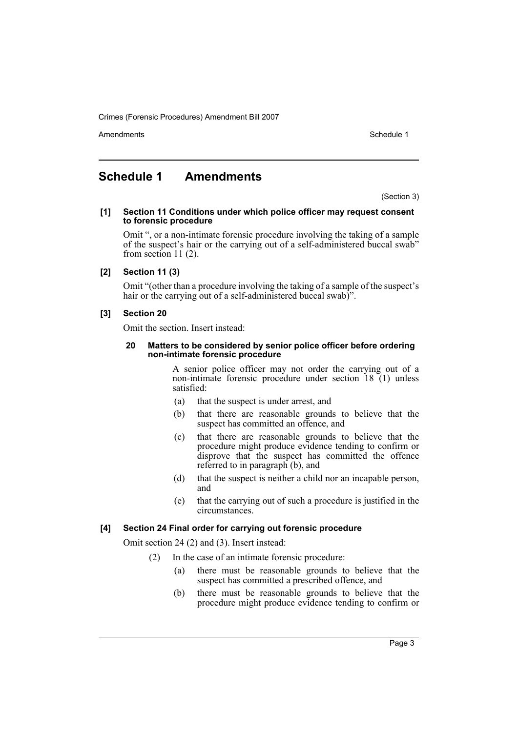# Schedule 1 Amendments

(Section 3)

**[1] Section 11 Conditions under which police officer may request consent to forensic procedure**

Omit ", or a non-intimate forensic procedure involving the taking of a sample of the suspect's hair or the carrying out of a self-administered buccal swab" from section 11 (2).

**[2] Section 11 (3)**

Omit "(other than a procedure involving the taking of a sample of the suspect's hair or the carrying out of a self-administered buccal swab)".

**[3] Section 20**

Omit the section. Insert instead:

**20 Matters to be considered by senior police officer before ordering non-intimate forensic procedure**

A senior police officer may not order the carrying out of a non-intimate forensic procedure under section 18 (1) unless satisfied:

(a) that the suspect is under arrest, and

(b) that there are reasonable grounds to believe that the suspect has committed an offence, and

(c) that there are reasonable grounds to believe that the procedure might produce evidence tending to confirm or disprove that the suspect has committed the offence referred to in paragraph (b), and

(d) that the suspect is neither a child nor an incapable person, and

(e) that the carrying out of such a procedure is justified in the circumstances.

**[4] Section 24 Final order for carrying out forensic procedure**

Omit section 24 (2) and (3). Insert instead:

(2) In the case of an intimate forensic procedure:

(a) there must be reasonable grounds to believe that the suspect has committed a prescribed offence, and

(b) there must be reasonable grounds to believe that the procedure might produce evidence tending to confirm or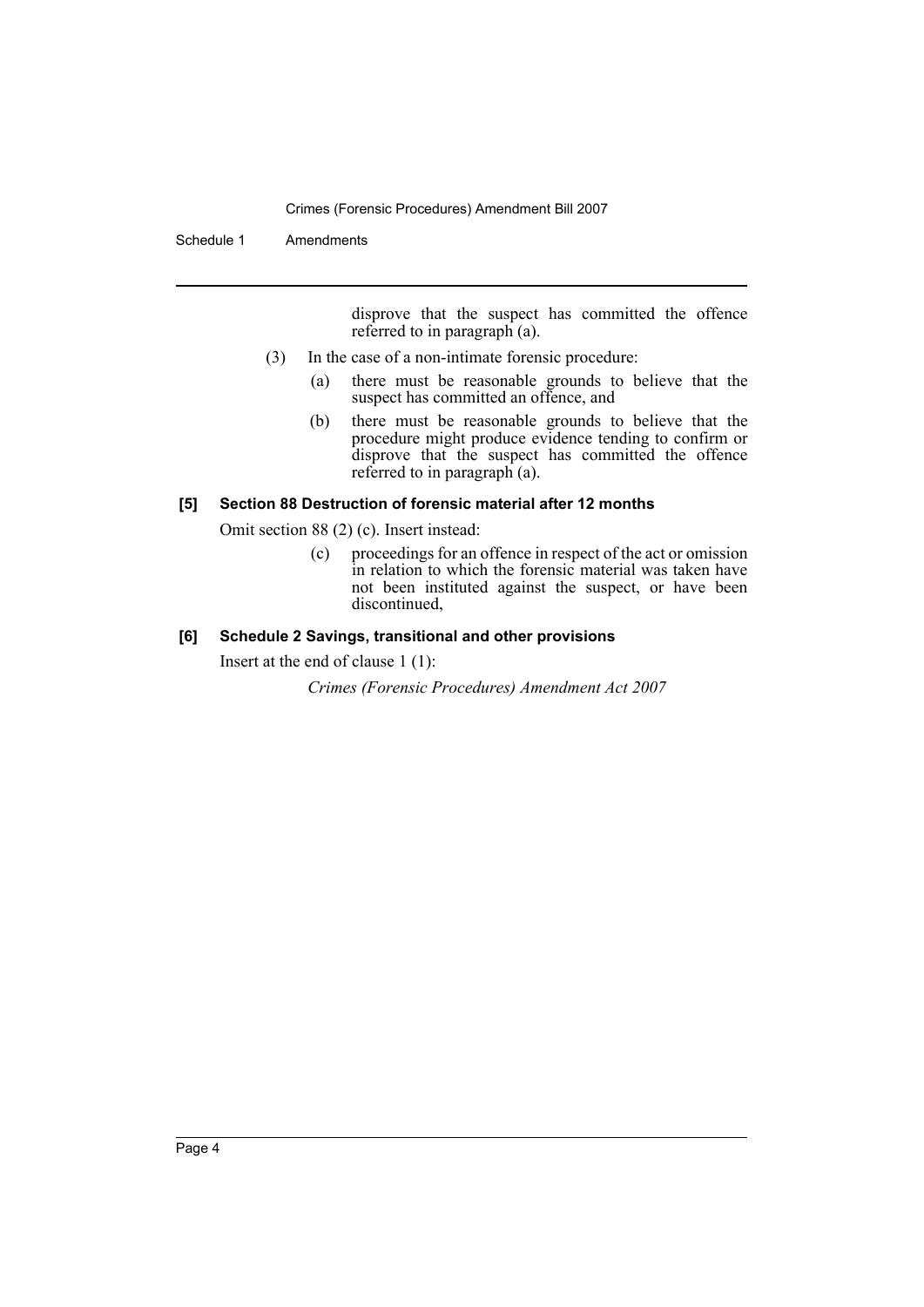disprove that the suspect has committed the offence referred to in paragraph (a).

(3) In the case of a non-intimate forensic procedure:

(a) there must be reasonable grounds to believe that the suspect has committed an offence, and

(b) there must be reasonable grounds to believe that the procedure might produce evidence tending to confirm or disprove that the suspect has committed the offence referred to in paragraph (a).

### [5] Section 88 Destruction of forensic material after 12 months

Omit section 88 (2) (c). Insert instead:

(c) proceedings for an offence in respect of the act or omission in relation to which the forensic material was taken have not been instituted against the suspect, or have been discontinued,

### [6] Schedule 2 Savings, transitional and other provisions

Insert at the end of clause 1 (1):

*Crimes (Forensic Procedures) Amendment Act 2007*